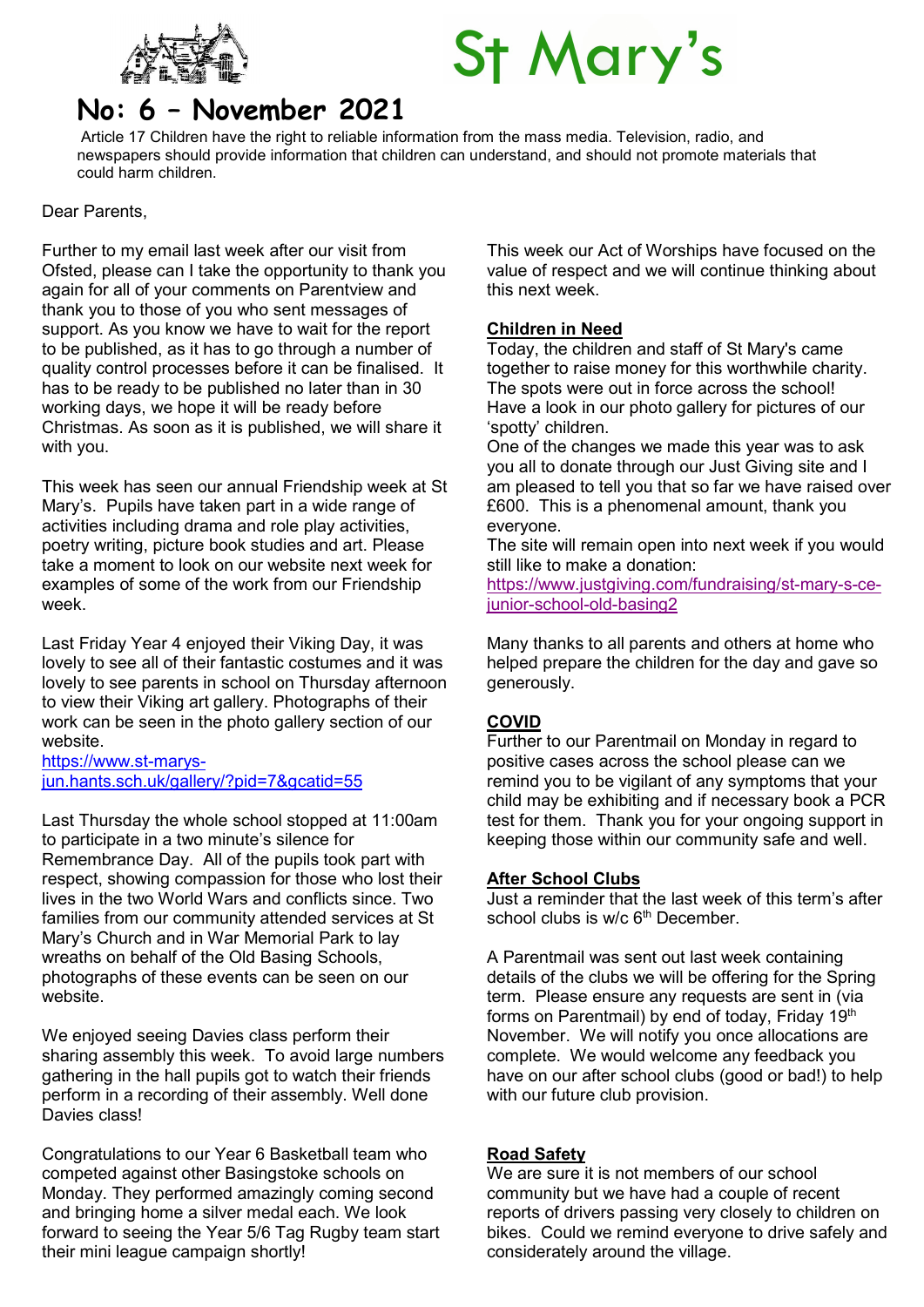# St Mary's

## No: 6 – November 2021

Article 17 Children have the right to reliable information from the mass media. Television, radio, and newspapers should provide information that children can understand, and should not promote materials that could harm children.

Dear Parents,

Further to my email last week after our visit from Ofsted, please can I take the opportunity to thank you again for all of your comments on Parentview and thank you to those of you who sent messages of support. As you know we have to wait for the report to be published, as it has to go through a number of quality control processes before it can be finalised. It has to be ready to be published no later than in 30 working days, we hope it will be ready before Christmas. As soon as it is published, we will share it with you.

This week has seen our annual Friendship week at St Mary's. Pupils have taken part in a wide range of activities including drama and role play activities, poetry writing, picture book studies and art. Please take a moment to look on our website next week for examples of some of the work from our Friendship week.

Last Friday Year 4 enjoyed their Viking Day, it was lovely to see all of their fantastic costumes and it was lovely to see parents in school on Thursday afternoon to view their Viking art gallery. Photographs of their work can be seen in the photo gallery section of our website.
https://www.st-marys-jun.hants.sch.uk/gallery/?pid=7&gcatid=55

Last Thursday the whole school stopped at 11:00am to participate in a two minute's silence for Remembrance Day. All of the pupils took part with respect, showing compassion for those who lost their lives in the two World Wars and conflicts since. Two families from our community attended services at St Mary's Church and in War Memorial Park to lay wreaths on behalf of the Old Basing Schools, photographs of these events can be seen on our website.

We enjoyed seeing Davies class perform their sharing assembly this week. To avoid large numbers gathering in the hall pupils got to watch their friends perform in a recording of their assembly. Well done Davies class!

Congratulations to our Year 6 Basketball team who competed against other Basingstoke schools on Monday. They performed amazingly coming second and bringing home a silver medal each. We look forward to seeing the Year 5/6 Tag Rugby team start their mini league campaign shortly!

This week our Act of Worships have focused on the value of respect and we will continue thinking about this next week.

**Children in Need**

Today, the children and staff of St Mary's came together to raise money for this worthwhile charity. The spots were out in force across the school! Have a look in our photo gallery for pictures of our 'spotty' children.
One of the changes we made this year was to ask you all to donate through our Just Giving site and I am pleased to tell you that so far we have raised over £600. This is a phenomenal amount, thank you everyone.
The site will remain open into next week if you would still like to make a donation:
https://www.justgiving.com/fundraising/st-mary-s-ce-junior-school-old-basing2

Many thanks to all parents and others at home who helped prepare the children for the day and gave so generously.

**COVID**

Further to our Parentmail on Monday in regard to positive cases across the school please can we remind you to be vigilant of any symptoms that your child may be exhibiting and if necessary book a PCR test for them. Thank you for your ongoing support in keeping those within our community safe and well.

**After School Clubs**

Just a reminder that the last week of this term's after school clubs is w/c 6th December.

A Parentmail was sent out last week containing details of the clubs we will be offering for the Spring term. Please ensure any requests are sent in (via forms on Parentmail) by end of today, Friday 19th November. We will notify you once allocations are complete. We would welcome any feedback you have on our after school clubs (good or bad!) to help with our future club provision.

**Road Safety**

We are sure it is not members of our school community but we have had a couple of recent reports of drivers passing very closely to children on bikes. Could we remind everyone to drive safely and considerately around the village.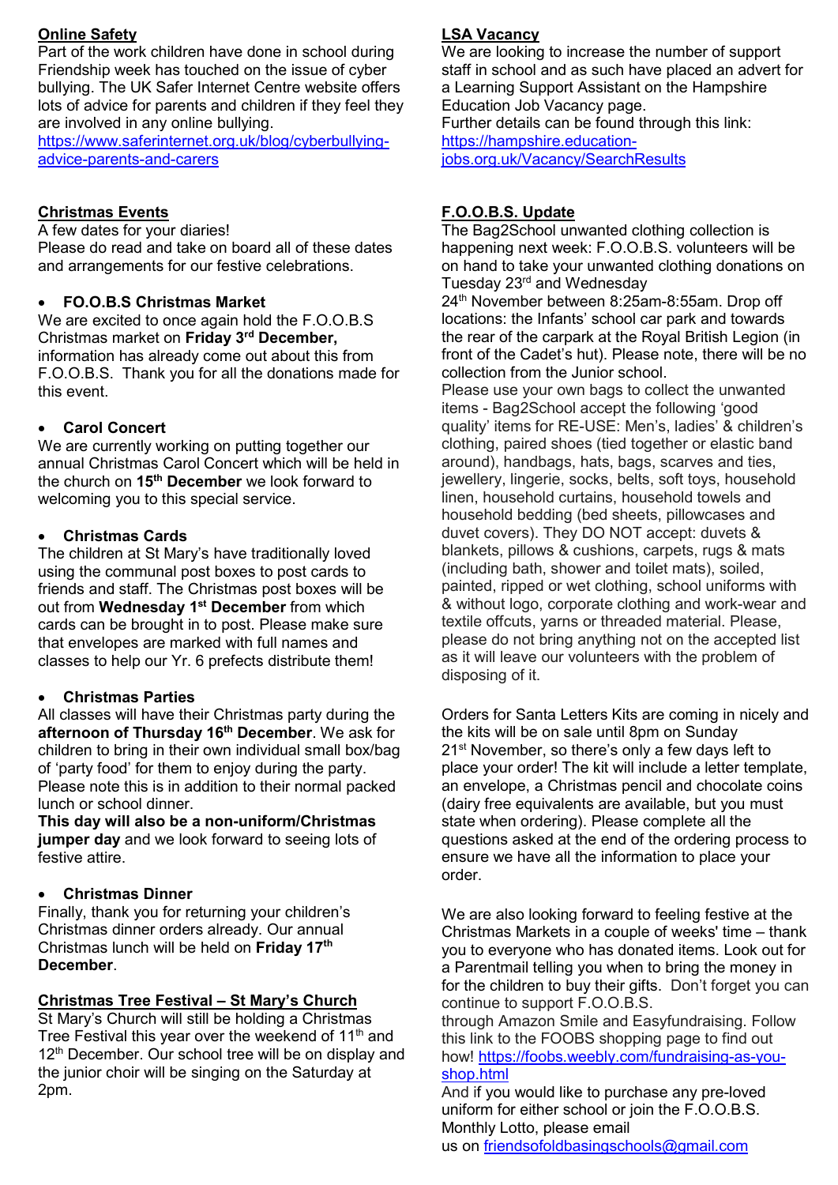## Online Safety

Part of the work children have done in school during Friendship week has touched on the issue of cyber bullying. The UK Safer Internet Centre website offers lots of advice for parents and children if they feel they are involved in any online bullying. https://www.saferinternet.org.uk/blog/cyberbullying-advice-parents-and-carers

## Christmas Events

A few dates for your diaries!
Please do read and take on board all of these dates and arrangements for our festive celebrations.

- **FO.O.B.S Christmas Market**

We are excited to once again hold the F.O.O.B.S Christmas market on **Friday 3rd December,** information has already come out about this from F.O.O.B.S. Thank you for all the donations made for this event.

- **Carol Concert**

We are currently working on putting together our annual Christmas Carol Concert which will be held in the church on **15th December** we look forward to welcoming you to this special service.

- **Christmas Cards**

The children at St Mary's have traditionally loved using the communal post boxes to post cards to friends and staff. The Christmas post boxes will be out from **Wednesday 1st December** from which cards can be brought in to post. Please make sure that envelopes are marked with full names and classes to help our Yr. 6 prefects distribute them!

- **Christmas Parties**

All classes will have their Christmas party during the **afternoon of Thursday 16th December**. We ask for children to bring in their own individual small box/bag of 'party food' for them to enjoy during the party. Please note this is in addition to their normal packed lunch or school dinner.
**This day will also be a non-uniform/Christmas jumper day** and we look forward to seeing lots of festive attire.

- **Christmas Dinner**

Finally, thank you for returning your children's Christmas dinner orders already. Our annual Christmas lunch will be held on **Friday 17th December**.

## Christmas Tree Festival – St Mary's Church

St Mary's Church will still be holding a Christmas Tree Festival this year over the weekend of 11th and 12th December. Our school tree will be on display and the junior choir will be singing on the Saturday at 2pm.

## LSA Vacancy

We are looking to increase the number of support staff in school and as such have placed an advert for a Learning Support Assistant on the Hampshire Education Job Vacancy page.
Further details can be found through this link: https://hampshire.education-jobs.org.uk/Vacancy/SearchResults

## F.O.O.B.S. Update

The Bag2School unwanted clothing collection is happening next week: F.O.O.B.S. volunteers will be on hand to take your unwanted clothing donations on Tuesday 23rd and Wednesday 24th November between 8:25am-8:55am. Drop off locations: the Infants' school car park and towards the rear of the carpark at the Royal British Legion (in front of the Cadet's hut). Please note, there will be no collection from the Junior school.
Please use your own bags to collect the unwanted items - Bag2School accept the following 'good quality' items for RE-USE: Men's, ladies' & children's clothing, paired shoes (tied together or elastic band around), handbags, hats, bags, scarves and ties, jewellery, lingerie, socks, belts, soft toys, household linen, household curtains, household towels and household bedding (bed sheets, pillowcases and duvet covers). They DO NOT accept: duvets & blankets, pillows & cushions, carpets, rugs & mats (including bath, shower and toilet mats), soiled, painted, ripped or wet clothing, school uniforms with & without logo, corporate clothing and work-wear and textile offcuts, yarns or threaded material. Please, please do not bring anything not on the accepted list as it will leave our volunteers with the problem of disposing of it.

Orders for Santa Letters Kits are coming in nicely and the kits will be on sale until 8pm on Sunday 21st November, so there's only a few days left to place your order! The kit will include a letter template, an envelope, a Christmas pencil and chocolate coins (dairy free equivalents are available, but you must state when ordering). Please complete all the questions asked at the end of the ordering process to ensure we have all the information to place your order.

We are also looking forward to feeling festive at the Christmas Markets in a couple of weeks' time – thank you to everyone who has donated items. Look out for a Parentmail telling you when to bring the money in for the children to buy their gifts. Don't forget you can continue to support F.O.O.B.S. through Amazon Smile and Easyfundraising. Follow this link to the FOOBS shopping page to find out how! https://foobs.weebly.com/fundraising-as-you-shop.html
And if you would like to purchase any pre-loved uniform for either school or join the F.O.O.B.S. Monthly Lotto, please email us on friendsofoldbasingschools@gmail.com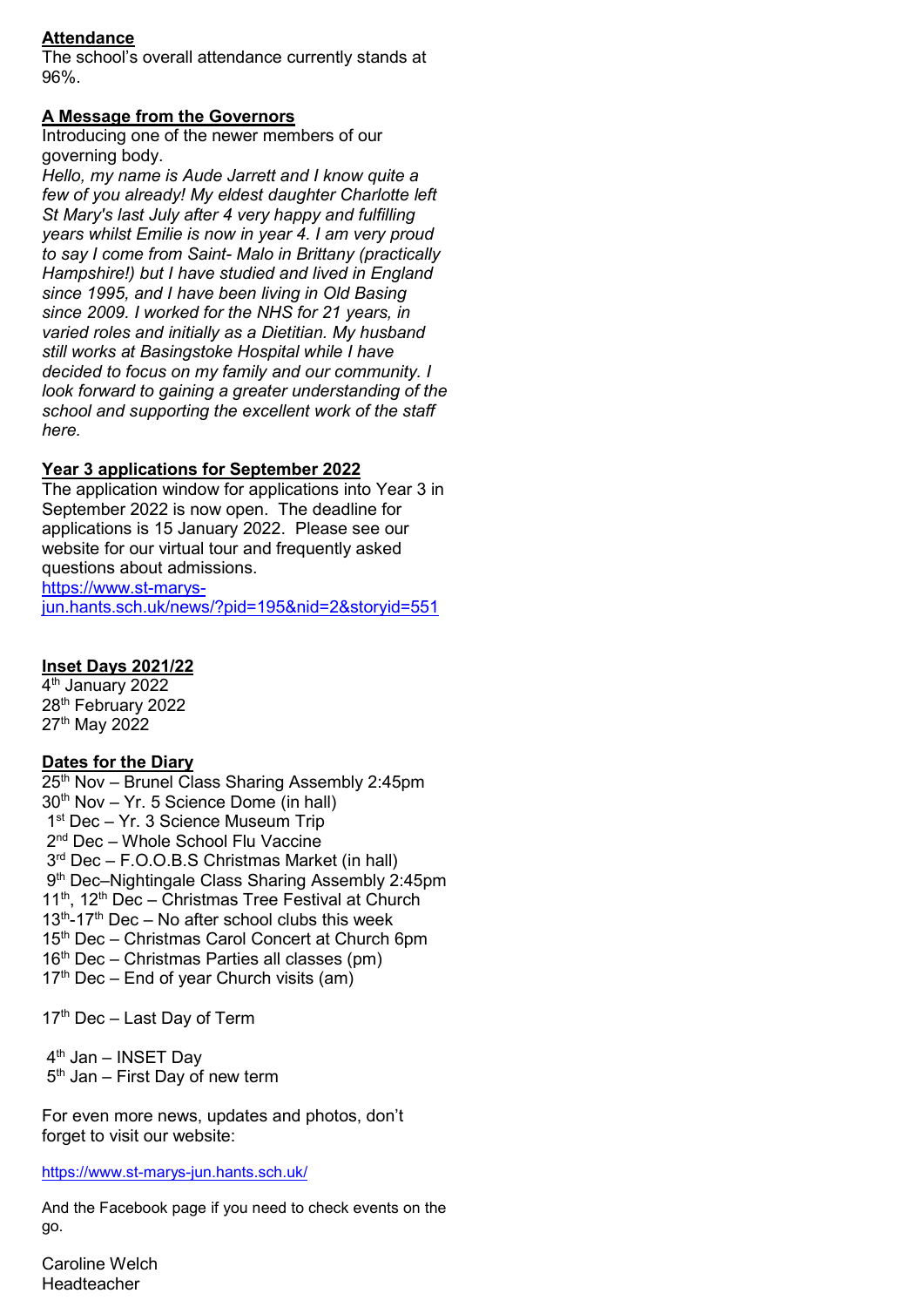**Attendance**

The school's overall attendance currently stands at 96%.

**A Message from the Governors**

Introducing one of the newer members of our governing body.

*Hello, my name is Aude Jarrett and I know quite a few of you already! My eldest daughter Charlotte left St Mary's last July after 4 very happy and fulfilling years whilst Emilie is now in year 4. I am very proud to say I come from Saint- Malo in Brittany (practically Hampshire!) but I have studied and lived in England since 1995, and I have been living in Old Basing since 2009. I worked for the NHS for 21 years, in varied roles and initially as a Dietitian. My husband still works at Basingstoke Hospital while I have decided to focus on my family and our community. I look forward to gaining a greater understanding of the school and supporting the excellent work of the staff here.*

**Year 3 applications for September 2022**

The application window for applications into Year 3 in September 2022 is now open. The deadline for applications is 15 January 2022. Please see our website for our virtual tour and frequently asked questions about admissions.

https://www.st-marys-jun.hants.sch.uk/news/?pid=195&nid=2&storyid=551

**Inset Days 2021/22**

4th January 2022
28th February 2022
27th May 2022

**Dates for the Diary**

25th Nov – Brunel Class Sharing Assembly 2:45pm
30th Nov – Yr. 5 Science Dome (in hall)
1st Dec – Yr. 3 Science Museum Trip
2nd Dec – Whole School Flu Vaccine
3rd Dec – F.O.O.B.S Christmas Market (in hall)
9th Dec–Nightingale Class Sharing Assembly 2:45pm
11th, 12th Dec – Christmas Tree Festival at Church
13th-17th Dec – No after school clubs this week
15th Dec – Christmas Carol Concert at Church 6pm
16th Dec – Christmas Parties all classes (pm)
17th Dec – End of year Church visits (am)

17th Dec – Last Day of Term

4th Jan – INSET Day
5th Jan – First Day of new term

For even more news, updates and photos, don't forget to visit our website:

https://www.st-marys-jun.hants.sch.uk/

And the Facebook page if you need to check events on the go.

Caroline Welch
Headteacher